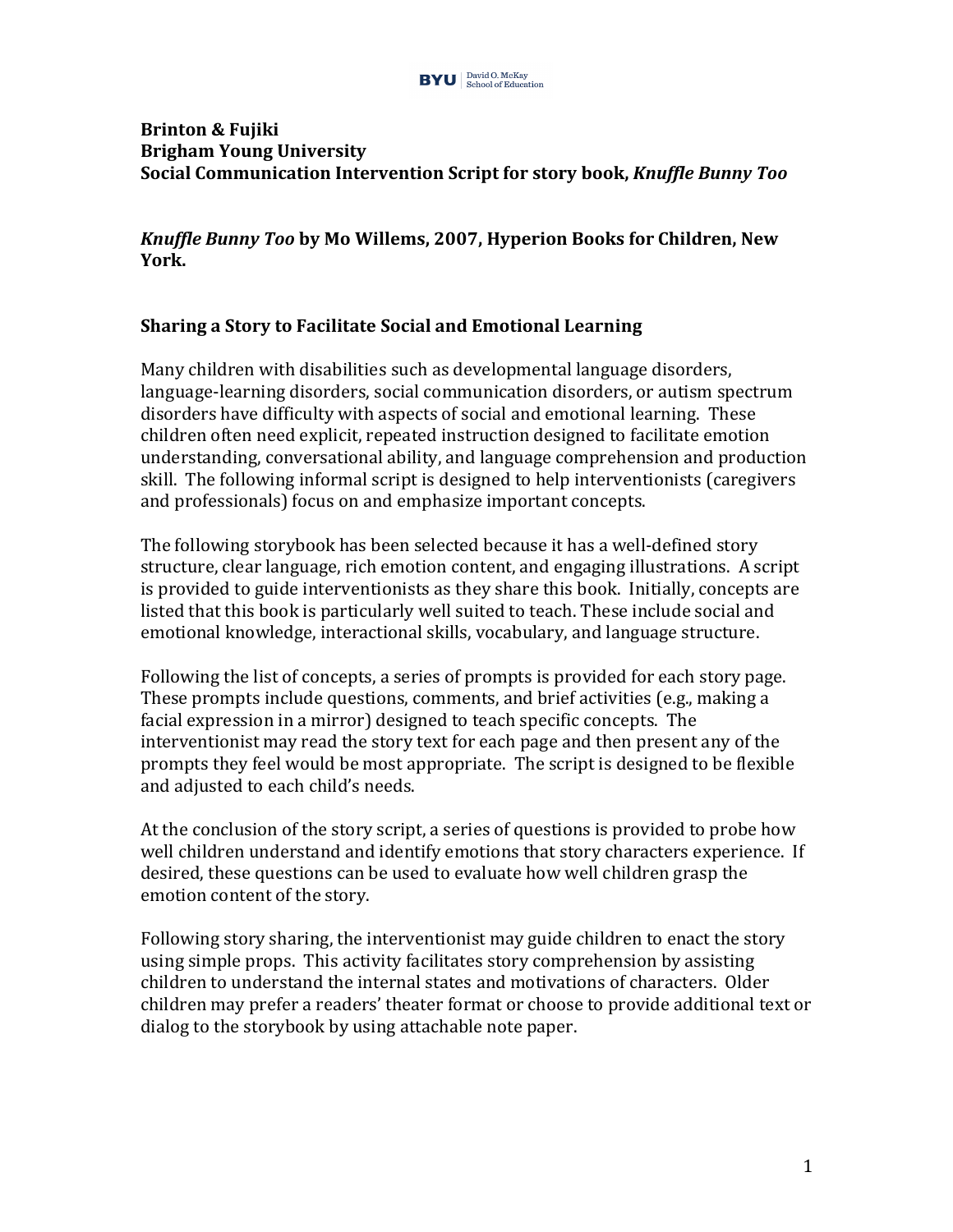**Brinton & Fujiki**
**Brigham Young University**
**Social Communication Intervention Script for story book, *Knuffle Bunny Too***

***Knuffle Bunny Too* by Mo Willems, 2007, Hyperion Books for Children, New York.**

## Sharing a Story to Facilitate Social and Emotional Learning

Many children with disabilities such as developmental language disorders, language-learning disorders, social communication disorders, or autism spectrum disorders have difficulty with aspects of social and emotional learning. These children often need explicit, repeated instruction designed to facilitate emotion understanding, conversational ability, and language comprehension and production skill. The following informal script is designed to help interventionists (caregivers and professionals) focus on and emphasize important concepts.

The following storybook has been selected because it has a well-defined story structure, clear language, rich emotion content, and engaging illustrations. A script is provided to guide interventionists as they share this book. Initially, concepts are listed that this book is particularly well suited to teach. These include social and emotional knowledge, interactional skills, vocabulary, and language structure.

Following the list of concepts, a series of prompts is provided for each story page. These prompts include questions, comments, and brief activities (e.g., making a facial expression in a mirror) designed to teach specific concepts. The interventionist may read the story text for each page and then present any of the prompts they feel would be most appropriate. The script is designed to be flexible and adjusted to each child's needs.

At the conclusion of the story script, a series of questions is provided to probe how well children understand and identify emotions that story characters experience. If desired, these questions can be used to evaluate how well children grasp the emotion content of the story.

Following story sharing, the interventionist may guide children to enact the story using simple props. This activity facilitates story comprehension by assisting children to understand the internal states and motivations of characters. Older children may prefer a readers' theater format or choose to provide additional text or dialog to the storybook by using attachable note paper.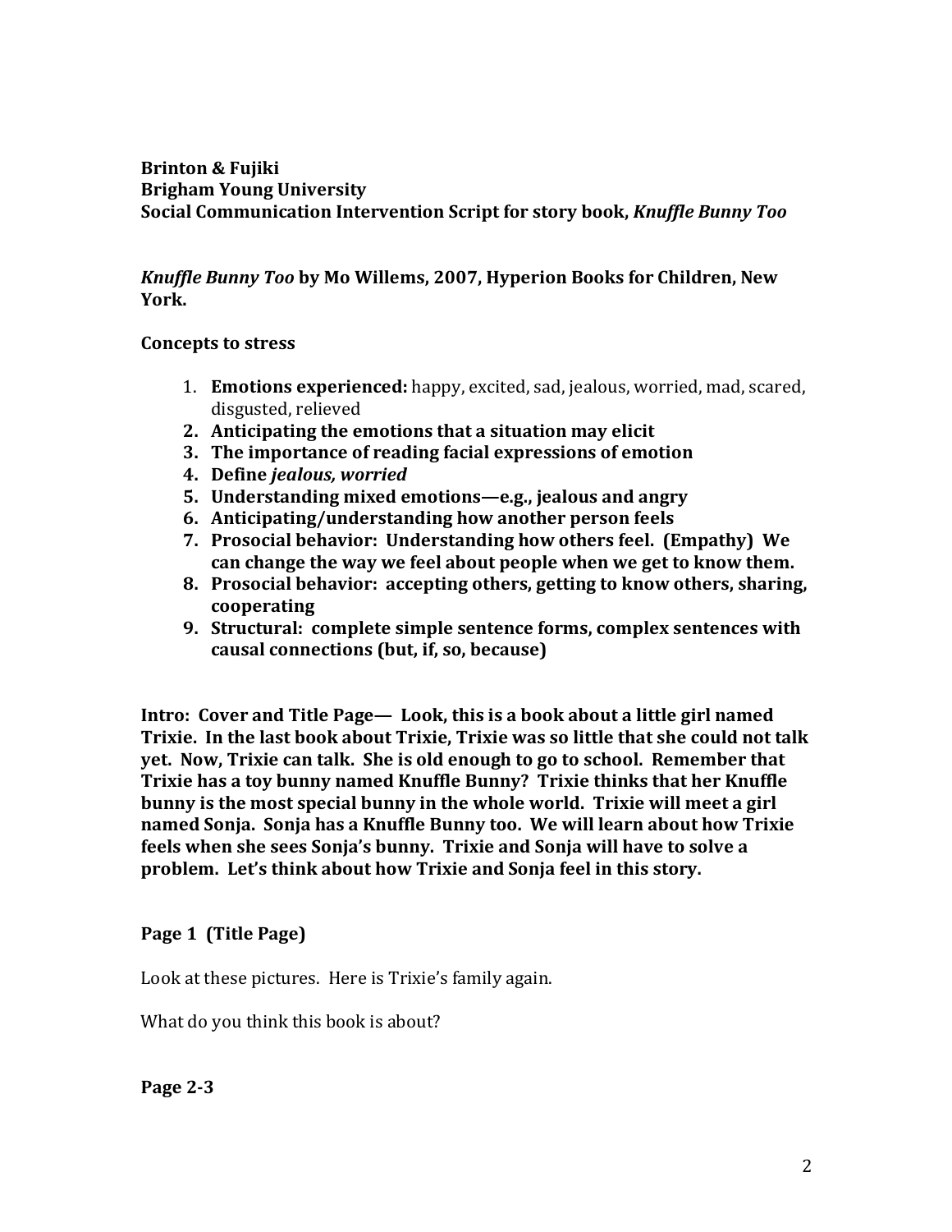**Brinton & Fujiki**
**Brigham Young University**
**Social Communication Intervention Script for story book, *Knuffle Bunny Too***

***Knuffle Bunny Too* by Mo Willems, 2007, Hyperion Books for Children, New York.**

**Concepts to stress**

1. **Emotions experienced:** happy, excited, sad, jealous, worried, mad, scared, disgusted, relieved
2. **Anticipating the emotions that a situation may elicit**
3. **The importance of reading facial expressions of emotion**
4. **Define *jealous, worried***
5. **Understanding mixed emotions—e.g., jealous and angry**
6. **Anticipating/understanding how another person feels**
7. **Prosocial behavior: Understanding how others feel. (Empathy) We can change the way we feel about people when we get to know them.**
8. **Prosocial behavior: accepting others, getting to know others, sharing, cooperating**
9. **Structural: complete simple sentence forms, complex sentences with causal connections (but, if, so, because)**

**Intro: Cover and Title Page— Look, this is a book about a little girl named Trixie. In the last book about Trixie, Trixie was so little that she could not talk yet. Now, Trixie can talk. She is old enough to go to school. Remember that Trixie has a toy bunny named Knuffle Bunny? Trixie thinks that her Knuffle bunny is the most special bunny in the whole world. Trixie will meet a girl named Sonja. Sonja has a Knuffle Bunny too. We will learn about how Trixie feels when she sees Sonja's bunny. Trixie and Sonja will have to solve a problem. Let's think about how Trixie and Sonja feel in this story.**

**Page 1 (Title Page)**

Look at these pictures. Here is Trixie's family again.

What do you think this book is about?

**Page 2-3**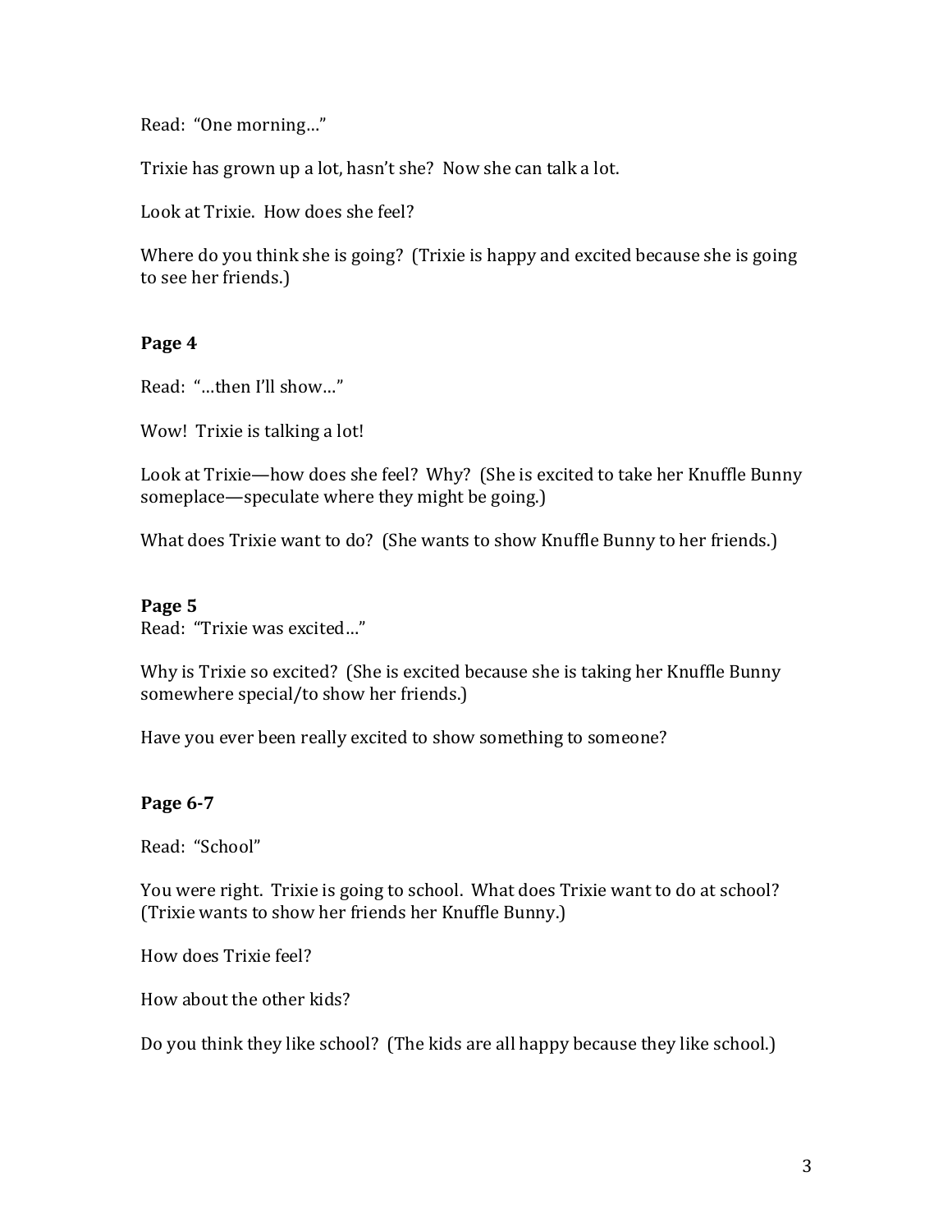Read: "One morning…"

Trixie has grown up a lot, hasn't she? Now she can talk a lot.

Look at Trixie. How does she feel?

Where do you think she is going? (Trixie is happy and excited because she is going to see her friends.)

**Page 4**

Read: "…then I'll show…"

Wow! Trixie is talking a lot!

Look at Trixie—how does she feel? Why? (She is excited to take her Knuffle Bunny someplace—speculate where they might be going.)

What does Trixie want to do? (She wants to show Knuffle Bunny to her friends.)

**Page 5**

Read: "Trixie was excited…"

Why is Trixie so excited? (She is excited because she is taking her Knuffle Bunny somewhere special/to show her friends.)

Have you ever been really excited to show something to someone?

**Page 6-7**

Read: "School"

You were right. Trixie is going to school. What does Trixie want to do at school? (Trixie wants to show her friends her Knuffle Bunny.)

How does Trixie feel?

How about the other kids?

Do you think they like school? (The kids are all happy because they like school.)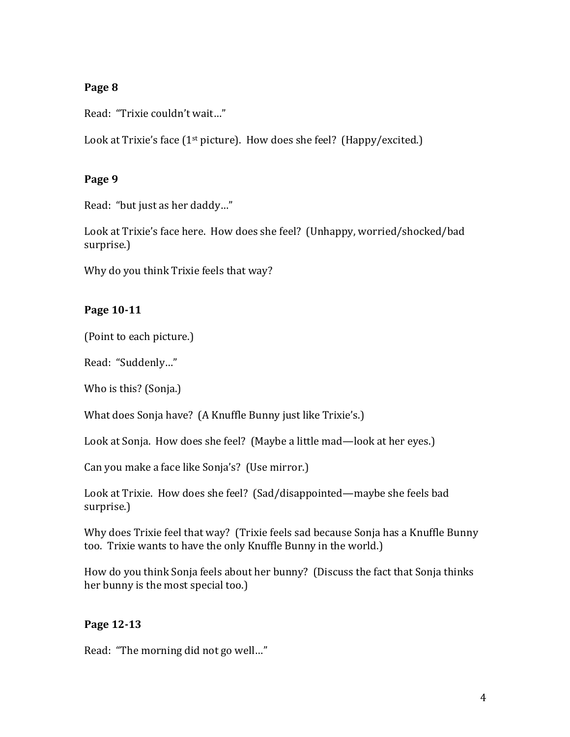**Page 8**

Read: "Trixie couldn't wait…"

Look at Trixie's face (1st picture). How does she feel? (Happy/excited.)

**Page 9**

Read: "but just as her daddy…"

Look at Trixie's face here. How does she feel? (Unhappy, worried/shocked/bad surprise.)

Why do you think Trixie feels that way?

**Page 10-11**

(Point to each picture.)

Read: "Suddenly…"

Who is this? (Sonja.)

What does Sonja have? (A Knuffle Bunny just like Trixie's.)

Look at Sonja. How does she feel? (Maybe a little mad—look at her eyes.)

Can you make a face like Sonja's? (Use mirror.)

Look at Trixie. How does she feel? (Sad/disappointed—maybe she feels bad surprise.)

Why does Trixie feel that way? (Trixie feels sad because Sonja has a Knuffle Bunny too. Trixie wants to have the only Knuffle Bunny in the world.)

How do you think Sonja feels about her bunny? (Discuss the fact that Sonja thinks her bunny is the most special too.)

**Page 12-13**

Read: "The morning did not go well…"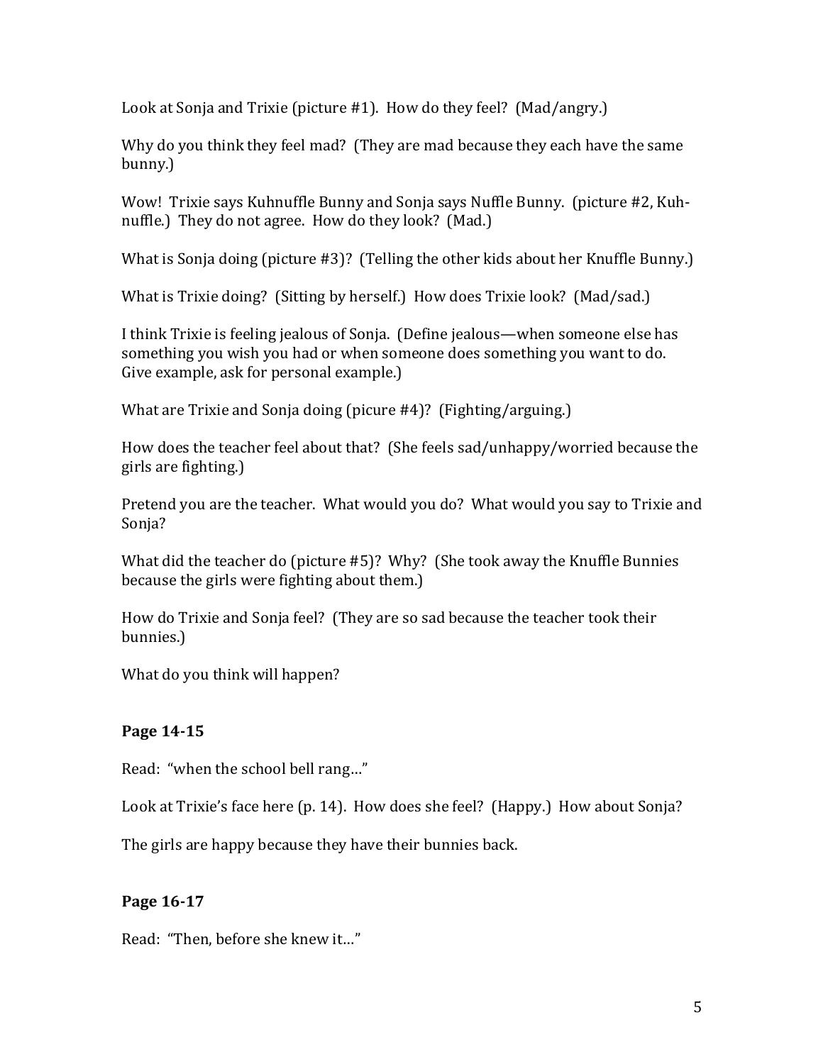Look at Sonja and Trixie (picture #1). How do they feel? (Mad/angry.)

Why do you think they feel mad? (They are mad because they each have the same bunny.)

Wow! Trixie says Kuhnuffle Bunny and Sonja says Nuffle Bunny. (picture #2, Kuh-nuffle.) They do not agree. How do they look? (Mad.)

What is Sonja doing (picture #3)? (Telling the other kids about her Knuffle Bunny.)

What is Trixie doing? (Sitting by herself.) How does Trixie look? (Mad/sad.)

I think Trixie is feeling jealous of Sonja. (Define jealous—when someone else has something you wish you had or when someone does something you want to do. Give example, ask for personal example.)

What are Trixie and Sonja doing (picure #4)? (Fighting/arguing.)

How does the teacher feel about that? (She feels sad/unhappy/worried because the girls are fighting.)

Pretend you are the teacher. What would you do? What would you say to Trixie and Sonja?

What did the teacher do (picture #5)? Why? (She took away the Knuffle Bunnies because the girls were fighting about them.)

How do Trixie and Sonja feel? (They are so sad because the teacher took their bunnies.)

What do you think will happen?

**Page 14-15**

Read: "when the school bell rang…"

Look at Trixie's face here (p. 14). How does she feel? (Happy.) How about Sonja?

The girls are happy because they have their bunnies back.

**Page 16-17**

Read: "Then, before she knew it…"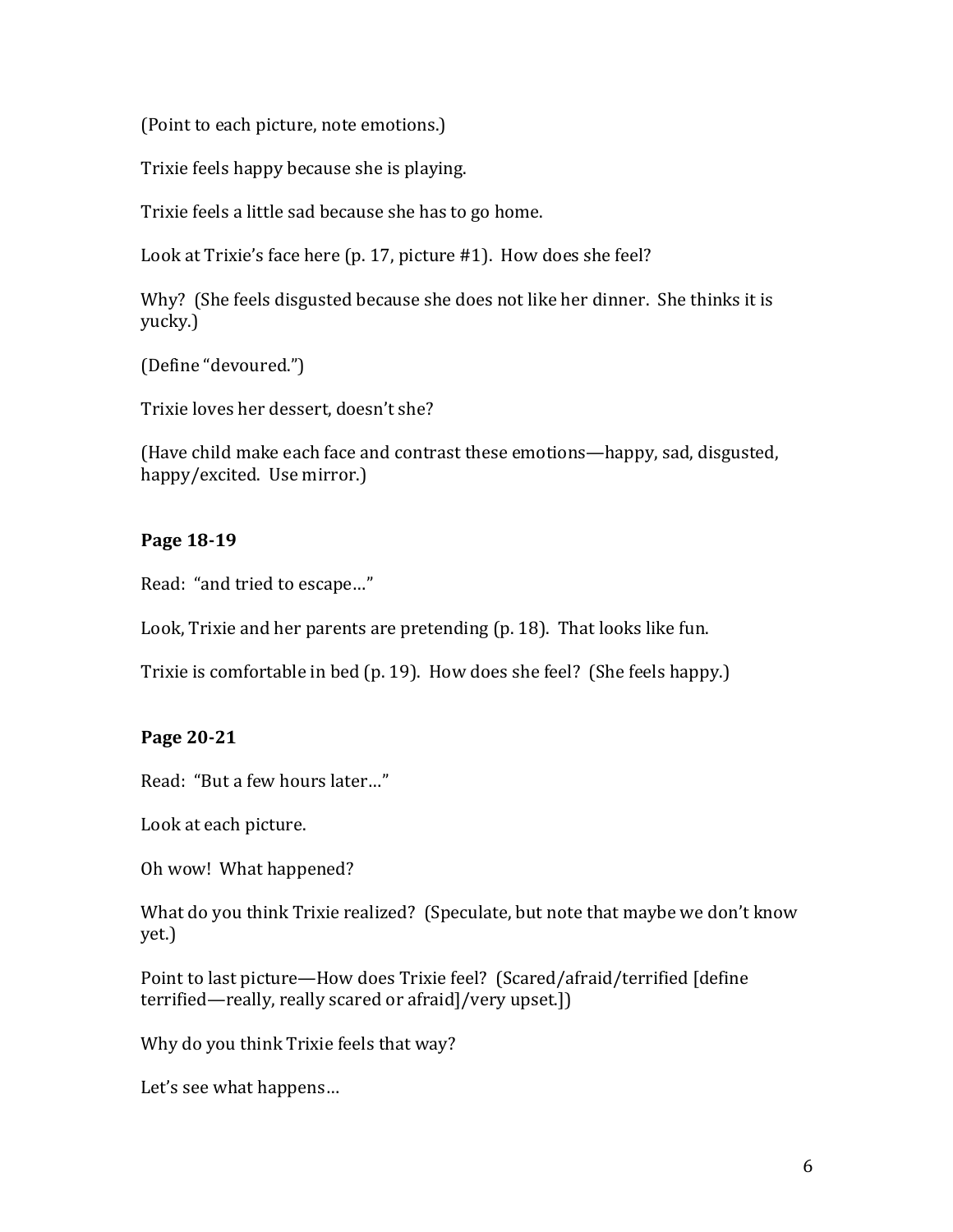(Point to each picture, note emotions.)

Trixie feels happy because she is playing.

Trixie feels a little sad because she has to go home.

Look at Trixie's face here (p. 17, picture #1). How does she feel?

Why? (She feels disgusted because she does not like her dinner. She thinks it is yucky.)

(Define "devoured.")

Trixie loves her dessert, doesn't she?

(Have child make each face and contrast these emotions—happy, sad, disgusted, happy/excited. Use mirror.)

**Page 18-19**

Read: "and tried to escape…"

Look, Trixie and her parents are pretending (p. 18). That looks like fun.

Trixie is comfortable in bed (p. 19). How does she feel? (She feels happy.)

**Page 20-21**

Read: "But a few hours later…"

Look at each picture.

Oh wow! What happened?

What do you think Trixie realized? (Speculate, but note that maybe we don't know yet.)

Point to last picture—How does Trixie feel? (Scared/afraid/terrified [define terrified—really, really scared or afraid]/very upset.])

Why do you think Trixie feels that way?

Let's see what happens…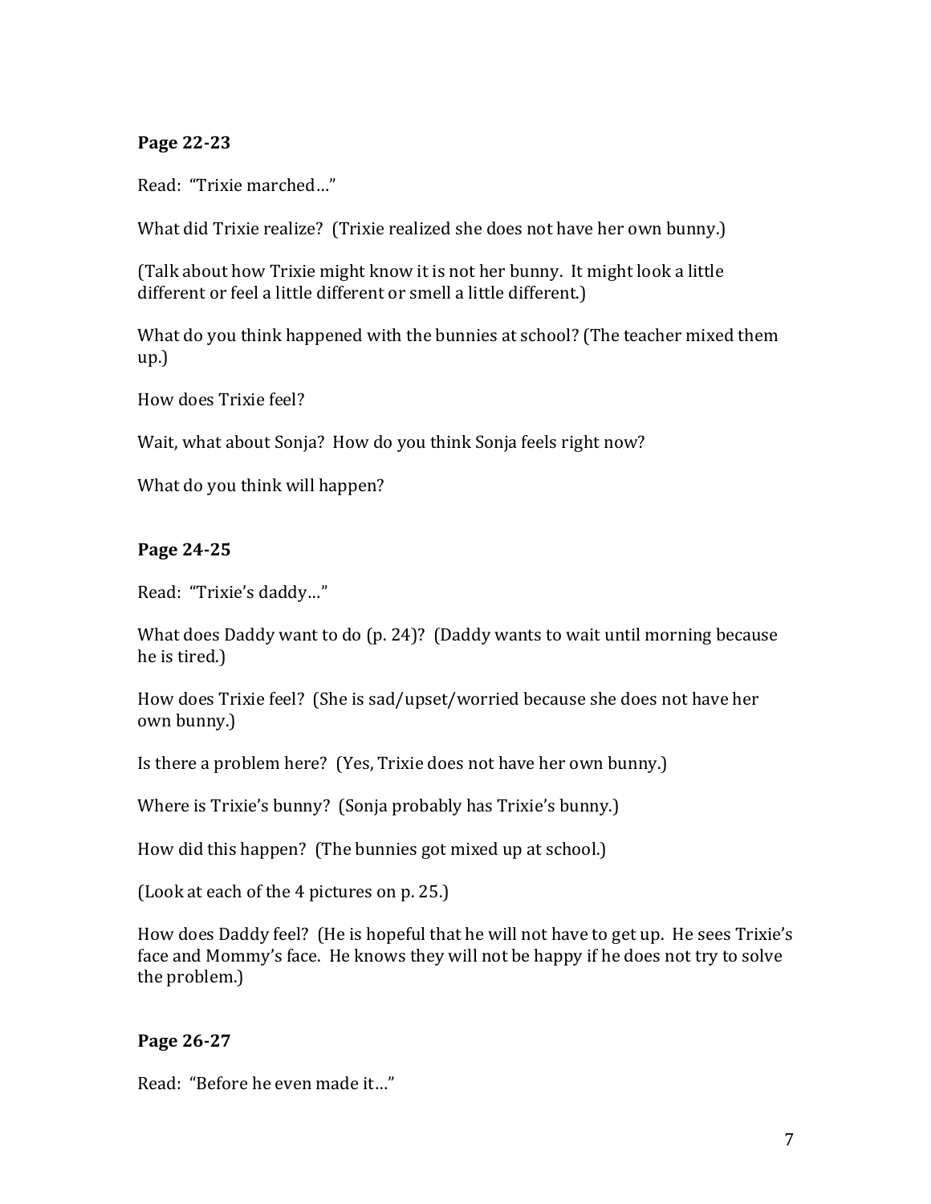**Page 22-23**

Read: "Trixie marched…"

What did Trixie realize? (Trixie realized she does not have her own bunny.)

(Talk about how Trixie might know it is not her bunny. It might look a little different or feel a little different or smell a little different.)

What do you think happened with the bunnies at school? (The teacher mixed them up.)

How does Trixie feel?

Wait, what about Sonja? How do you think Sonja feels right now?

What do you think will happen?

**Page 24-25**

Read: "Trixie's daddy…"

What does Daddy want to do (p. 24)? (Daddy wants to wait until morning because he is tired.)

How does Trixie feel? (She is sad/upset/worried because she does not have her own bunny.)

Is there a problem here? (Yes, Trixie does not have her own bunny.)

Where is Trixie's bunny? (Sonja probably has Trixie's bunny.)

How did this happen? (The bunnies got mixed up at school.)

(Look at each of the 4 pictures on p. 25.)

How does Daddy feel? (He is hopeful that he will not have to get up. He sees Trixie's face and Mommy's face. He knows they will not be happy if he does not try to solve the problem.)

**Page 26-27**

Read: "Before he even made it…"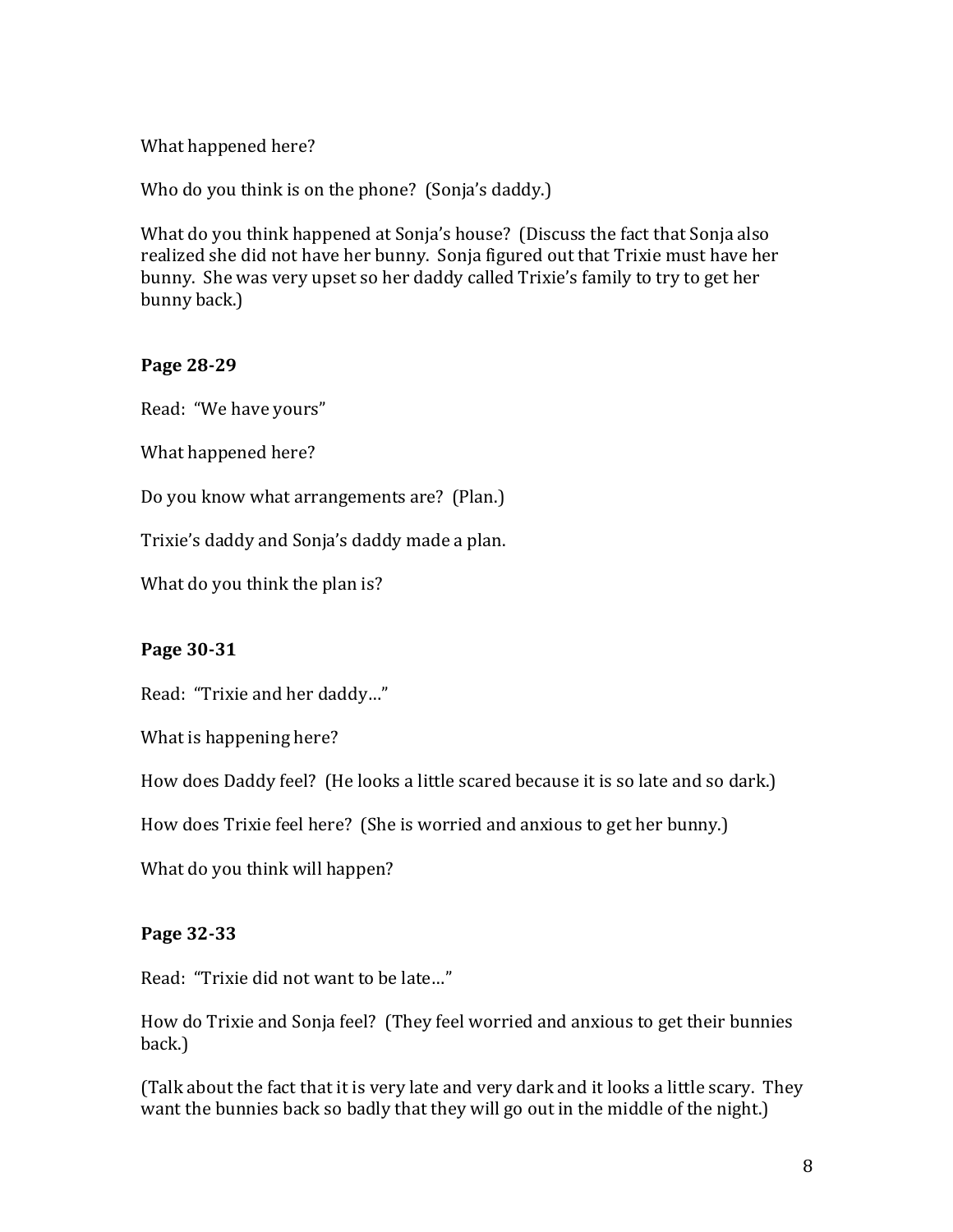What happened here?

Who do you think is on the phone? (Sonja's daddy.)

What do you think happened at Sonja's house? (Discuss the fact that Sonja also realized she did not have her bunny. Sonja figured out that Trixie must have her bunny. She was very upset so her daddy called Trixie's family to try to get her bunny back.)

**Page 28-29**

Read: "We have yours"

What happened here?

Do you know what arrangements are? (Plan.)

Trixie's daddy and Sonja's daddy made a plan.

What do you think the plan is?

**Page 30-31**

Read: "Trixie and her daddy…"

What is happening here?

How does Daddy feel? (He looks a little scared because it is so late and so dark.)

How does Trixie feel here? (She is worried and anxious to get her bunny.)

What do you think will happen?

**Page 32-33**

Read: "Trixie did not want to be late…"

How do Trixie and Sonja feel? (They feel worried and anxious to get their bunnies back.)

(Talk about the fact that it is very late and very dark and it looks a little scary. They want the bunnies back so badly that they will go out in the middle of the night.)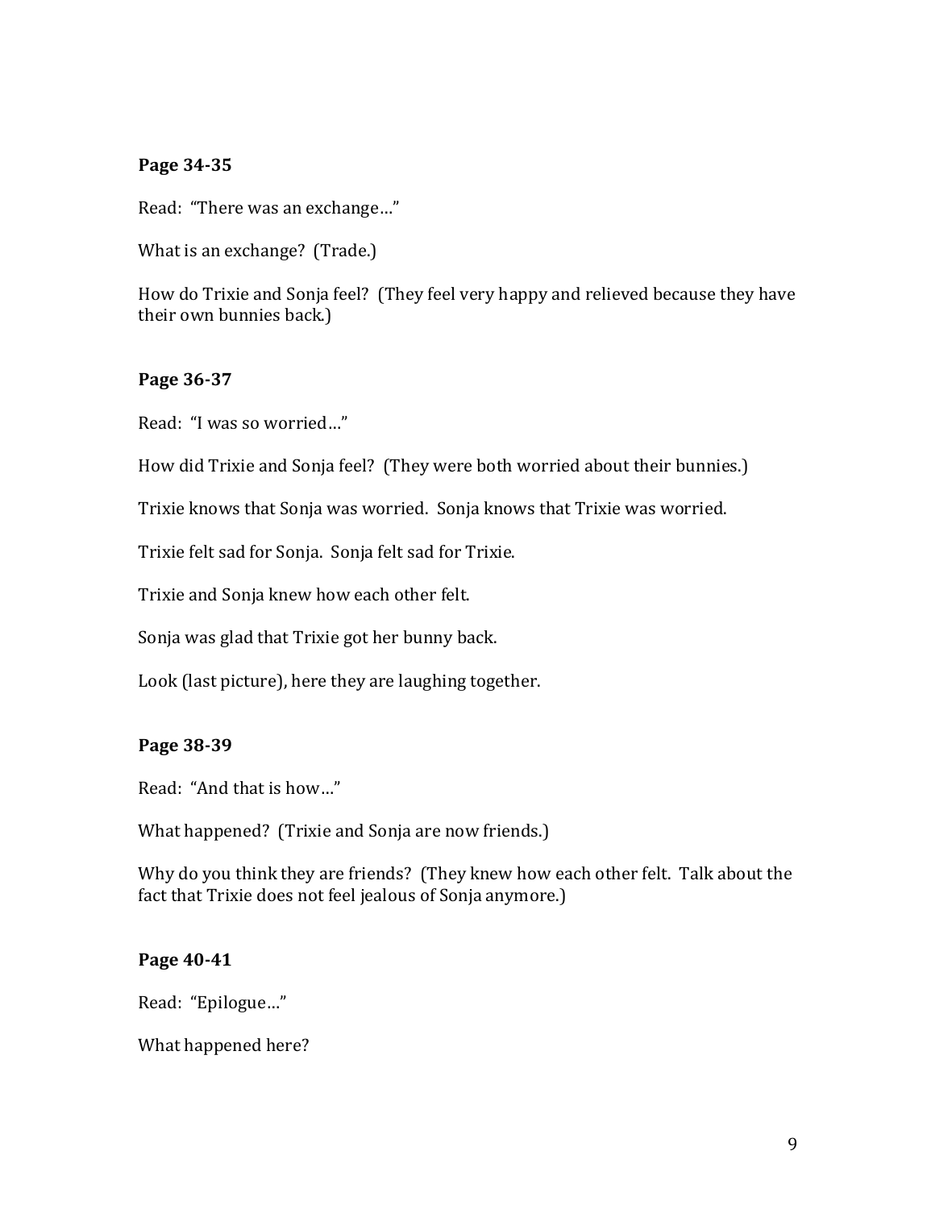**Page 34-35**

Read: "There was an exchange…"

What is an exchange? (Trade.)

How do Trixie and Sonja feel? (They feel very happy and relieved because they have their own bunnies back.)

**Page 36-37**

Read: "I was so worried…"

How did Trixie and Sonja feel? (They were both worried about their bunnies.)

Trixie knows that Sonja was worried. Sonja knows that Trixie was worried.

Trixie felt sad for Sonja. Sonja felt sad for Trixie.

Trixie and Sonja knew how each other felt.

Sonja was glad that Trixie got her bunny back.

Look (last picture), here they are laughing together.

**Page 38-39**

Read: "And that is how…"

What happened? (Trixie and Sonja are now friends.)

Why do you think they are friends? (They knew how each other felt. Talk about the fact that Trixie does not feel jealous of Sonja anymore.)

**Page 40-41**

Read: "Epilogue…"

What happened here?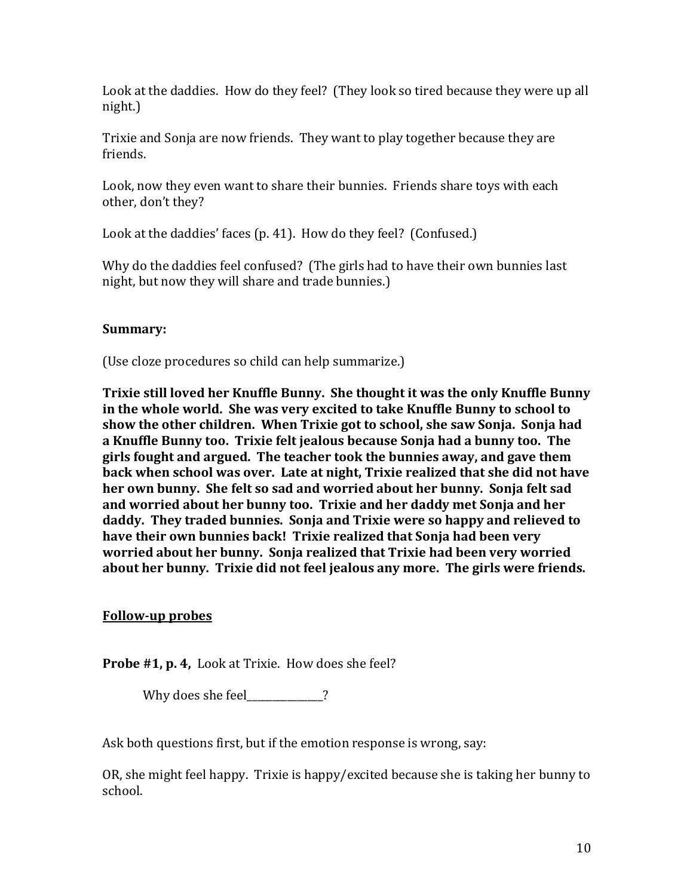Look at the daddies. How do they feel? (They look so tired because they were up all night.)

Trixie and Sonja are now friends. They want to play together because they are friends.

Look, now they even want to share their bunnies. Friends share toys with each other, don't they?

Look at the daddies' faces (p. 41). How do they feel? (Confused.)

Why do the daddies feel confused? (The girls had to have their own bunnies last night, but now they will share and trade bunnies.)

**Summary:**

(Use cloze procedures so child can help summarize.)

**Trixie still loved her Knuffle Bunny. She thought it was the only Knuffle Bunny in the whole world. She was very excited to take Knuffle Bunny to school to show the other children. When Trixie got to school, she saw Sonja. Sonja had a Knuffle Bunny too. Trixie felt jealous because Sonja had a bunny too. The girls fought and argued. The teacher took the bunnies away, and gave them back when school was over. Late at night, Trixie realized that she did not have her own bunny. She felt so sad and worried about her bunny. Sonja felt sad and worried about her bunny too. Trixie and her daddy met Sonja and her daddy. They traded bunnies. Sonja and Trixie were so happy and relieved to have their own bunnies back! Trixie realized that Sonja had been very worried about her bunny. Sonja realized that Trixie had been very worried about her bunny. Trixie did not feel jealous any more. The girls were friends.**

**<u>Follow-up probes</u>**

**Probe #1, p. 4,** Look at Trixie. How does she feel?

Why does she feel_______________?

Ask both questions first, but if the emotion response is wrong, say:

OR, she might feel happy. Trixie is happy/excited because she is taking her bunny to school.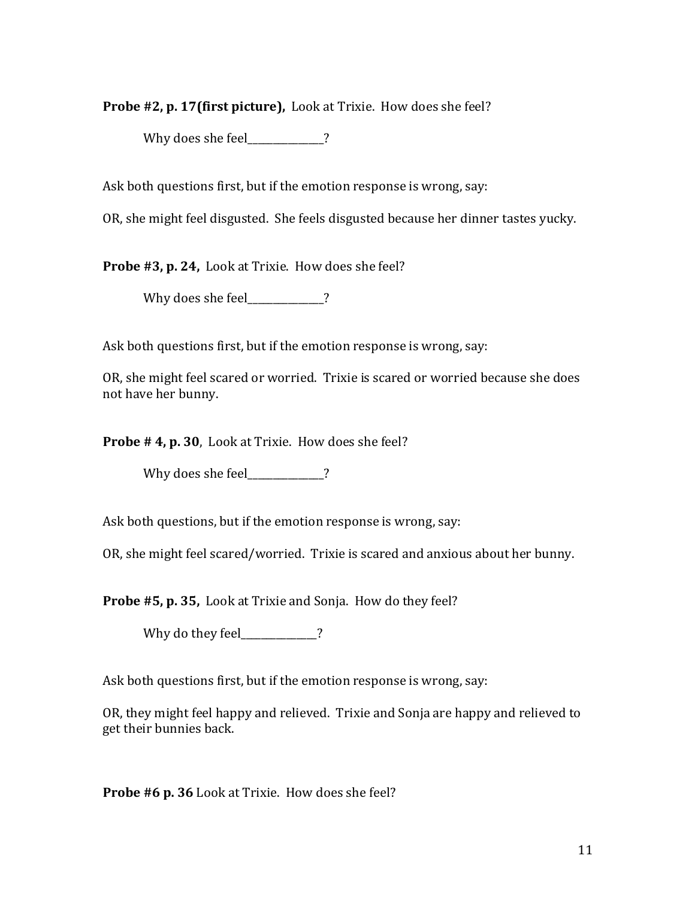**Probe #2, p. 17(first picture),** Look at Trixie. How does she feel?

Why does she feel_______________?

Ask both questions first, but if the emotion response is wrong, say:

OR, she might feel disgusted. She feels disgusted because her dinner tastes yucky.

**Probe #3, p. 24,** Look at Trixie. How does she feel?

Why does she feel_______________?

Ask both questions first, but if the emotion response is wrong, say:

OR, she might feel scared or worried. Trixie is scared or worried because she does not have her bunny.

**Probe # 4, p. 30,** Look at Trixie. How does she feel?

Why does she feel_______________?

Ask both questions, but if the emotion response is wrong, say:

OR, she might feel scared/worried. Trixie is scared and anxious about her bunny.

**Probe #5, p. 35,** Look at Trixie and Sonja. How do they feel?

Why do they feel_______________?

Ask both questions first, but if the emotion response is wrong, say:

OR, they might feel happy and relieved. Trixie and Sonja are happy and relieved to get their bunnies back.

**Probe #6 p. 36** Look at Trixie. How does she feel?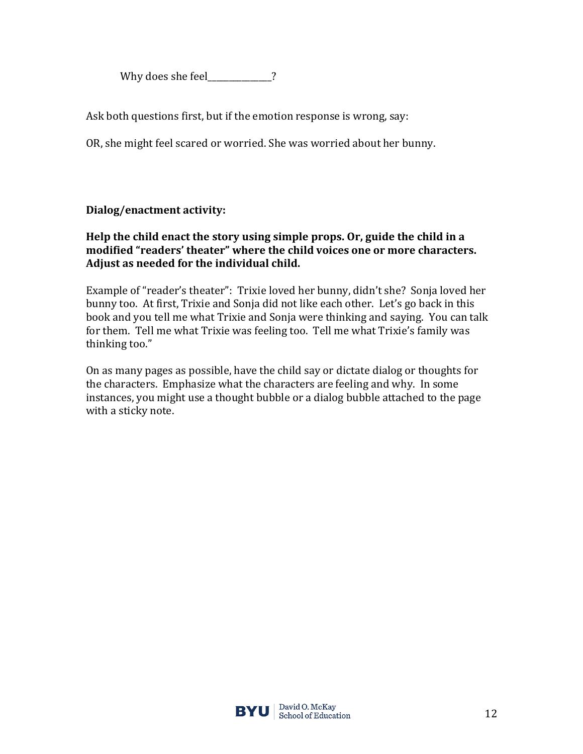Why does she feel_______________?

Ask both questions first, but if the emotion response is wrong, say:

OR, she might feel scared or worried. She was worried about her bunny.

**Dialog/enactment activity:**

**Help the child enact the story using simple props. Or, guide the child in a modified "readers' theater" where the child voices one or more characters. Adjust as needed for the individual child.**

Example of "reader's theater": Trixie loved her bunny, didn't she? Sonja loved her bunny too. At first, Trixie and Sonja did not like each other. Let's go back in this book and you tell me what Trixie and Sonja were thinking and saying. You can talk for them. Tell me what Trixie was feeling too. Tell me what Trixie's family was thinking too."

On as many pages as possible, have the child say or dictate dialog or thoughts for the characters. Emphasize what the characters are feeling and why. In some instances, you might use a thought bubble or a dialog bubble attached to the page with a sticky note.